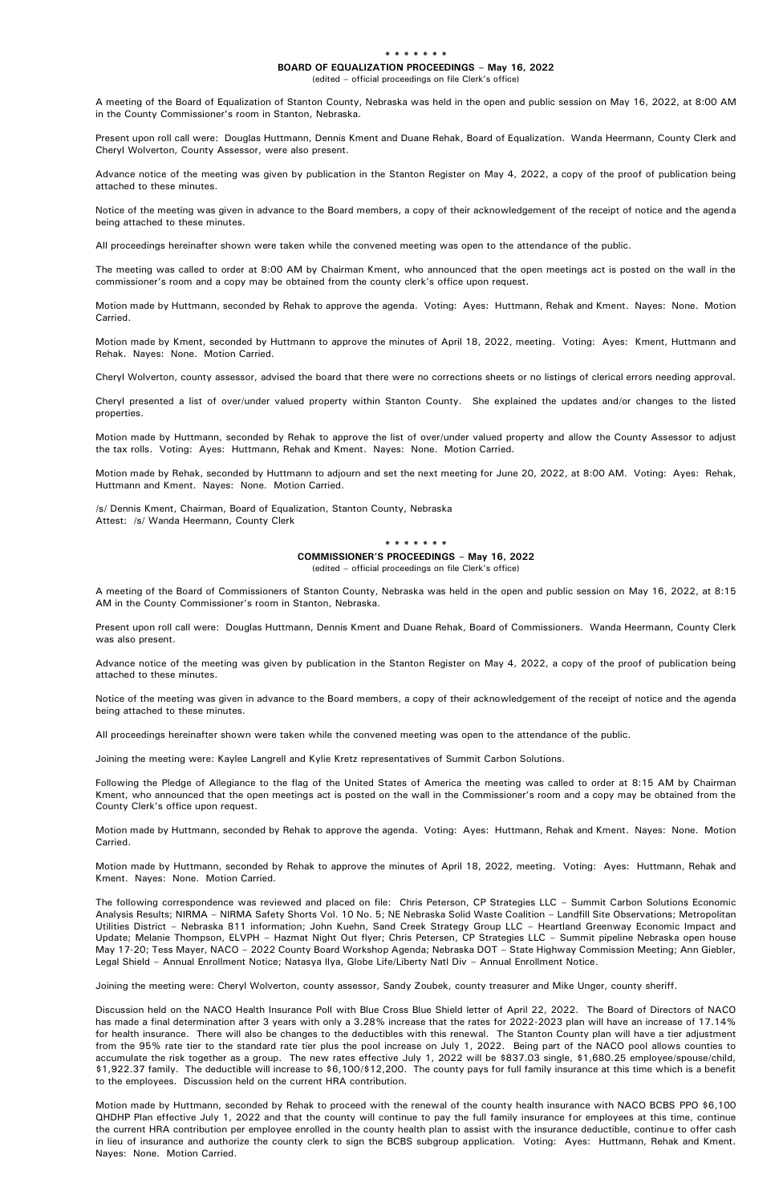\* \* \* \* \* \* \*

## BOARD OF EQUALIZATION PROCEEDINGS – May 16, 2022

(edited – official proceedings on file Clerk's office)

A meeting of the Board of Equalization of Stanton County, Nebraska was held in the open and public session on May 16, 2022, at 8:00 AM in the County Commissioner's room in Stanton, Nebraska.

Present upon roll call were: Douglas Huttmann, Dennis Kment and Duane Rehak, Board of Equalization. Wanda Heermann, County Clerk and Cheryl Wolverton, County Assessor, were also present.

Advance notice of the meeting was given by publication in the Stanton Register on May 4, 2022, a copy of the proof of publication being attached to these minutes.

Notice of the meeting was given in advance to the Board members, a copy of their acknowledgement of the receipt of notice and the agenda being attached to these minutes.

All proceedings hereinafter shown were taken while the convened meeting was open to the attendance of the public.

The meeting was called to order at 8:00 AM by Chairman Kment, who announced that the open meetings act is posted on the wall in the commissioner's room and a copy may be obtained from the county clerk's office upon request.

Motion made by Huttmann, seconded by Rehak to approve the agenda. Voting: Ayes: Huttmann, Rehak and Kment. Nayes: None. Motion Carried.

Motion made by Kment, seconded by Huttmann to approve the minutes of April 18, 2022, meeting. Voting: Ayes: Kment, Huttmann and Rehak. Nayes: None. Motion Carried.

Cheryl Wolverton, county assessor, advised the board that there were no corrections sheets or no listings of clerical errors needing approval.

Cheryl presented a list of over/under valued property within Stanton County. She explained the updates and/or changes to the listed properties.

Motion made by Huttmann, seconded by Rehak to approve the list of over/under valued property and allow the County Assessor to adjust the tax rolls. Voting: Ayes: Huttmann, Rehak and Kment. Nayes: None. Motion Carried.

Motion made by Rehak, seconded by Huttmann to adjourn and set the next meeting for June 20, 2022, at 8:00 AM. Voting: Ayes: Rehak, Huttmann and Kment. Nayes: None. Motion Carried.

/s/ Dennis Kment, Chairman, Board of Equalization, Stanton County, Nebraska
Attest: /s/ Wanda Heermann, County Clerk

\* \* \* \* \* \* \*

## COMMISSIONER'S PROCEEDINGS – May 16, 2022

(edited – official proceedings on file Clerk's office)

A meeting of the Board of Commissioners of Stanton County, Nebraska was held in the open and public session on May 16, 2022, at 8:15 AM in the County Commissioner's room in Stanton, Nebraska.

Present upon roll call were: Douglas Huttmann, Dennis Kment and Duane Rehak, Board of Commissioners. Wanda Heermann, County Clerk was also present.

Advance notice of the meeting was given by publication in the Stanton Register on May 4, 2022, a copy of the proof of publication being attached to these minutes.

Notice of the meeting was given in advance to the Board members, a copy of their acknowledgement of the receipt of notice and the agenda being attached to these minutes.

All proceedings hereinafter shown were taken while the convened meeting was open to the attendance of the public.

Joining the meeting were: Kaylee Langrell and Kylie Kretz representatives of Summit Carbon Solutions.

Following the Pledge of Allegiance to the flag of the United States of America the meeting was called to order at 8:15 AM by Chairman Kment, who announced that the open meetings act is posted on the wall in the Commissioner's room and a copy may be obtained from the County Clerk's office upon request.

Motion made by Huttmann, seconded by Rehak to approve the agenda. Voting: Ayes: Huttmann, Rehak and Kment. Nayes: None. Motion Carried.

Motion made by Huttmann, seconded by Rehak to approve the minutes of April 18, 2022, meeting. Voting: Ayes: Huttmann, Rehak and Kment. Nayes: None. Motion Carried.

The following correspondence was reviewed and placed on file: Chris Peterson, CP Strategies LLC – Summit Carbon Solutions Economic Analysis Results; NIRMA – NIRMA Safety Shorts Vol. 10 No. 5; NE Nebraska Solid Waste Coalition – Landfill Site Observations; Metropolitan Utilities District – Nebraska 811 information; John Kuehn, Sand Creek Strategy Group LLC – Heartland Greenway Economic Impact and Update; Melanie Thompson, ELVPH – Hazmat Night Out flyer; Chris Petersen, CP Strategies LLC – Summit pipeline Nebraska open house May 17-20; Tess Mayer, NACO – 2022 County Board Workshop Agenda; Nebraska DOT – State Highway Commission Meeting; Ann Giebler, Legal Shield – Annual Enrollment Notice; Natasya Ilya, Globe Life/Liberty Natl Div – Annual Enrollment Notice.

Joining the meeting were: Cheryl Wolverton, county assessor, Sandy Zoubek, county treasurer and Mike Unger, county sheriff.

Discussion held on the NACO Health Insurance Poll with Blue Cross Blue Shield letter of April 22, 2022. The Board of Directors of NACO has made a final determination after 3 years with only a 3.28% increase that the rates for 2022-2023 plan will have an increase of 17.14% for health insurance. There will also be changes to the deductibles with this renewal. The Stanton County plan will have a tier adjustment from the 95% rate tier to the standard rate tier plus the pool increase on July 1, 2022. Being part of the NACO pool allows counties to accumulate the risk together as a group. The new rates effective July 1, 2022 will be $837.03 single, $1,680.25 employee/spouse/child, $1,922.37 family. The deductible will increase to $6,100/$12,200. The county pays for full family insurance at this time which is a benefit to the employees. Discussion held on the current HRA contribution.

Motion made by Huttmann, seconded by Rehak to proceed with the renewal of the county health insurance with NACO BCBS PPO $6,100 QHDHP Plan effective July 1, 2022 and that the county will continue to pay the full family insurance for employees at this time, continue the current HRA contribution per employee enrolled in the county health plan to assist with the insurance deductible, continue to offer cash in lieu of insurance and authorize the county clerk to sign the BCBS subgroup application. Voting: Ayes: Huttmann, Rehak and Kment. Nayes: None. Motion Carried.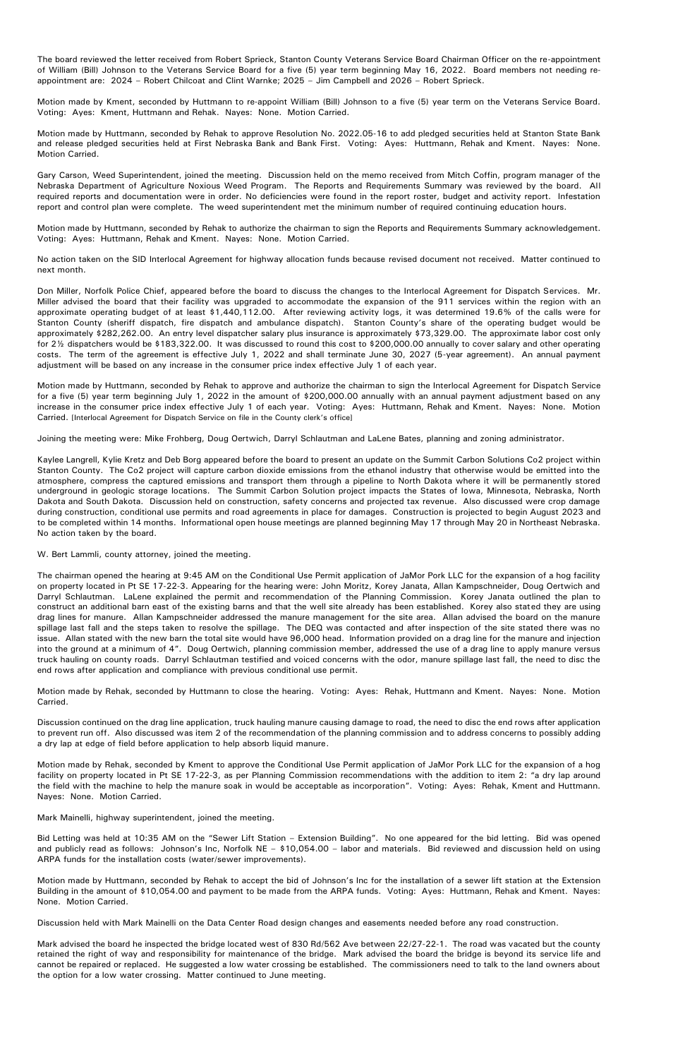The board reviewed the letter received from Robert Sprieck, Stanton County Veterans Service Board Chairman Officer on the re-appointment of William (Bill) Johnson to the Veterans Service Board for a five (5) year term beginning May 16, 2022. Board members not needing re-appointment are: 2024 – Robert Chilcoat and Clint Warnke; 2025 – Jim Campbell and 2026 – Robert Sprieck.

Motion made by Kment, seconded by Huttmann to re-appoint William (Bill) Johnson to a five (5) year term on the Veterans Service Board. Voting: Ayes: Kment, Huttmann and Rehak. Nayes: None. Motion Carried.

Motion made by Huttmann, seconded by Rehak to approve Resolution No. 2022.05-16 to add pledged securities held at Stanton State Bank and release pledged securities held at First Nebraska Bank and Bank First. Voting: Ayes: Huttmann, Rehak and Kment. Nayes: None. Motion Carried.

Gary Carson, Weed Superintendent, joined the meeting. Discussion held on the memo received from Mitch Coffin, program manager of the Nebraska Department of Agriculture Noxious Weed Program. The Reports and Requirements Summary was reviewed by the board. All required reports and documentation were in order. No deficiencies were found in the report roster, budget and activity report. Infestation report and control plan were complete. The weed superintendent met the minimum number of required continuing education hours.

Motion made by Huttmann, seconded by Rehak to authorize the chairman to sign the Reports and Requirements Summary acknowledgement. Voting: Ayes: Huttmann, Rehak and Kment. Nayes: None. Motion Carried.

No action taken on the SID Interlocal Agreement for highway allocation funds because revised document not received. Matter continued to next month.

Don Miller, Norfolk Police Chief, appeared before the board to discuss the changes to the Interlocal Agreement for Dispatch Services. Mr. Miller advised the board that their facility was upgraded to accommodate the expansion of the 911 services within the region with an approximate operating budget of at least $1,440,112.00. After reviewing activity logs, it was determined 19.6% of the calls were for Stanton County (sheriff dispatch, fire dispatch and ambulance dispatch). Stanton County's share of the operating budget would be approximately $282,262.00. An entry level dispatcher salary plus insurance is approximately $73,329.00. The approximate labor cost only for 2½ dispatchers would be $183,322.00. It was discussed to round this cost to $200,000.00 annually to cover salary and other operating costs. The term of the agreement is effective July 1, 2022 and shall terminate June 30, 2027 (5-year agreement). An annual payment adjustment will be based on any increase in the consumer price index effective July 1 of each year.

Motion made by Huttmann, seconded by Rehak to approve and authorize the chairman to sign the Interlocal Agreement for Dispatch Service for a five (5) year term beginning July 1, 2022 in the amount of $200,000.00 annually with an annual payment adjustment based on any increase in the consumer price index effective July 1 of each year. Voting: Ayes: Huttmann, Rehak and Kment. Nayes: None. Motion Carried. [Interlocal Agreement for Dispatch Service on file in the County clerk's office]

Joining the meeting were: Mike Frohberg, Doug Oertwich, Darryl Schlautman and LaLene Bates, planning and zoning administrator.

Kaylee Langrell, Kylie Kretz and Deb Borg appeared before the board to present an update on the Summit Carbon Solutions Co2 project within Stanton County. The Co2 project will capture carbon dioxide emissions from the ethanol industry that otherwise would be emitted into the atmosphere, compress the captured emissions and transport them through a pipeline to North Dakota where it will be permanently stored underground in geologic storage locations. The Summit Carbon Solution project impacts the States of Iowa, Minnesota, Nebraska, North Dakota and South Dakota. Discussion held on construction, safety concerns and projected tax revenue. Also discussed were crop damage during construction, conditional use permits and road agreements in place for damages. Construction is projected to begin August 2023 and to be completed within 14 months. Informational open house meetings are planned beginning May 17 through May 20 in Northeast Nebraska. No action taken by the board.

W. Bert Lammli, county attorney, joined the meeting.

The chairman opened the hearing at 9:45 AM on the Conditional Use Permit application of JaMor Pork LLC for the expansion of a hog facility on property located in Pt SE 17-22-3. Appearing for the hearing were: John Moritz, Korey Janata, Allan Kampschneider, Doug Oertwich and Darryl Schlautman. LaLene explained the permit and recommendation of the Planning Commission. Korey Janata outlined the plan to construct an additional barn east of the existing barns and that the well site already has been established. Korey also stated they are using drag lines for manure. Allan Kampschneider addressed the manure management for the site area. Allan advised the board on the manure spillage last fall and the steps taken to resolve the spillage. The DEQ was contacted and after inspection of the site stated there was no issue. Allan stated with the new barn the total site would have 96,000 head. Information provided on a drag line for the manure and injection into the ground at a minimum of 4". Doug Oertwich, planning commission member, addressed the use of a drag line to apply manure versus truck hauling on county roads. Darryl Schlautman testified and voiced concerns with the odor, manure spillage last fall, the need to disc the end rows after application and compliance with previous conditional use permit.

Motion made by Rehak, seconded by Huttmann to close the hearing. Voting: Ayes: Rehak, Huttmann and Kment. Nayes: None. Motion Carried.

Discussion continued on the drag line application, truck hauling manure causing damage to road, the need to disc the end rows after application to prevent run off. Also discussed was item 2 of the recommendation of the planning commission and to address concerns to possibly adding a dry lap at edge of field before application to help absorb liquid manure.

Motion made by Rehak, seconded by Kment to approve the Conditional Use Permit application of JaMor Pork LLC for the expansion of a hog facility on property located in Pt SE 17-22-3, as per Planning Commission recommendations with the addition to item 2: "a dry lap around the field with the machine to help the manure soak in would be acceptable as incorporation". Voting: Ayes: Rehak, Kment and Huttmann. Nayes: None. Motion Carried.

Mark Mainelli, highway superintendent, joined the meeting.

Bid Letting was held at 10:35 AM on the "Sewer Lift Station – Extension Building". No one appeared for the bid letting. Bid was opened and publicly read as follows: Johnson's Inc, Norfolk NE – $10,054.00 – labor and materials. Bid reviewed and discussion held on using ARPA funds for the installation costs (water/sewer improvements).

Motion made by Huttmann, seconded by Rehak to accept the bid of Johnson's Inc for the installation of a sewer lift station at the Extension Building in the amount of $10,054.00 and payment to be made from the ARPA funds. Voting: Ayes: Huttmann, Rehak and Kment. Nayes: None. Motion Carried.

Discussion held with Mark Mainelli on the Data Center Road design changes and easements needed before any road construction.

Mark advised the board he inspected the bridge located west of 830 Rd/562 Ave between 22/27-22-1. The road was vacated but the county retained the right of way and responsibility for maintenance of the bridge. Mark advised the board the bridge is beyond its service life and cannot be repaired or replaced. He suggested a low water crossing be established. The commissioners need to talk to the land owners about the option for a low water crossing. Matter continued to June meeting.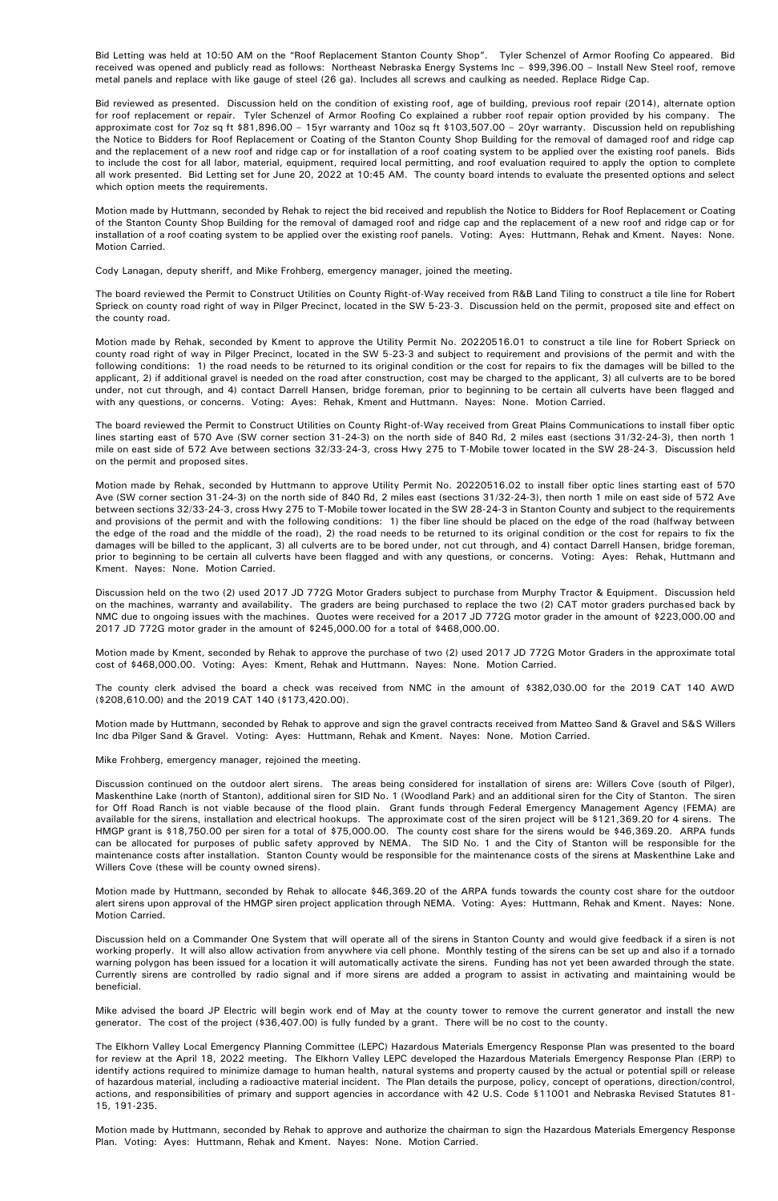Bid Letting was held at 10:50 AM on the "Roof Replacement Stanton County Shop". Tyler Schenzel of Armor Roofing Co appeared. Bid received was opened and publicly read as follows: Northeast Nebraska Energy Systems Inc – $99,396.00 – Install New Steel roof, remove metal panels and replace with like gauge of steel (26 ga). Includes all screws and caulking as needed. Replace Ridge Cap.

Bid reviewed as presented. Discussion held on the condition of existing roof, age of building, previous roof repair (2014), alternate option for roof replacement or repair. Tyler Schenzel of Armor Roofing Co explained a rubber roof repair option provided by his company. The approximate cost for 7oz sq ft $81,896.00 – 15yr warranty and 10oz sq ft $103,507.00 – 20yr warranty. Discussion held on republishing the Notice to Bidders for Roof Replacement or Coating of the Stanton County Shop Building for the removal of damaged roof and ridge cap and the replacement of a new roof and ridge cap or for installation of a roof coating system to be applied over the existing roof panels. Bids to include the cost for all labor, material, equipment, required local permitting, and roof evaluation required to apply the option to complete all work presented. Bid Letting set for June 20, 2022 at 10:45 AM. The county board intends to evaluate the presented options and select which option meets the requirements.

Motion made by Huttmann, seconded by Rehak to reject the bid received and republish the Notice to Bidders for Roof Replacement or Coating of the Stanton County Shop Building for the removal of damaged roof and ridge cap and the replacement of a new roof and ridge cap or for installation of a roof coating system to be applied over the existing roof panels. Voting: Ayes: Huttmann, Rehak and Kment. Nayes: None. Motion Carried.

Cody Lanagan, deputy sheriff, and Mike Frohberg, emergency manager, joined the meeting.

The board reviewed the Permit to Construct Utilities on County Right-of-Way received from R&B Land Tiling to construct a tile line for Robert Sprieck on county road right of way in Pilger Precinct, located in the SW 5-23-3. Discussion held on the permit, proposed site and effect on the county road.

Motion made by Rehak, seconded by Kment to approve the Utility Permit No. 20220516.01 to construct a tile line for Robert Sprieck on county road right of way in Pilger Precinct, located in the SW 5-23-3 and subject to requirement and provisions of the permit and with the following conditions: 1) the road needs to be returned to its original condition or the cost for repairs to fix the damages will be billed to the applicant, 2) if additional gravel is needed on the road after construction, cost may be charged to the applicant, 3) all culverts are to be bored under, not cut through, and 4) contact Darrell Hansen, bridge foreman, prior to beginning to be certain all culverts have been flagged and with any questions, or concerns. Voting: Ayes: Rehak, Kment and Huttmann. Nayes: None. Motion Carried.

The board reviewed the Permit to Construct Utilities on County Right-of-Way received from Great Plains Communications to install fiber optic lines starting east of 570 Ave (SW corner section 31-24-3) on the north side of 840 Rd, 2 miles east (sections 31/32-24-3), then north 1 mile on east side of 572 Ave between sections 32/33-24-3, cross Hwy 275 to T-Mobile tower located in the SW 28-24-3. Discussion held on the permit and proposed sites.

Motion made by Rehak, seconded by Huttmann to approve Utility Permit No. 20220516.02 to install fiber optic lines starting east of 570 Ave (SW corner section 31-24-3) on the north side of 840 Rd, 2 miles east (sections 31/32-24-3), then north 1 mile on east side of 572 Ave between sections 32/33-24-3, cross Hwy 275 to T-Mobile tower located in the SW 28-24-3 in Stanton County and subject to the requirements and provisions of the permit and with the following conditions: 1) the fiber line should be placed on the edge of the road (halfway between the edge of the road and the middle of the road), 2) the road needs to be returned to its original condition or the cost for repairs to fix the damages will be billed to the applicant, 3) all culverts are to be bored under, not cut through, and 4) contact Darrell Hansen, bridge foreman, prior to beginning to be certain all culverts have been flagged and with any questions, or concerns. Voting: Ayes: Rehak, Huttmann and Kment. Nayes: None. Motion Carried.

Discussion held on the two (2) used 2017 JD 772G Motor Graders subject to purchase from Murphy Tractor & Equipment. Discussion held on the machines, warranty and availability. The graders are being purchased to replace the two (2) CAT motor graders purchased back by NMC due to ongoing issues with the machines. Quotes were received for a 2017 JD 772G motor grader in the amount of $223,000.00 and 2017 JD 772G motor grader in the amount of $245,000.00 for a total of $468,000.00.

Motion made by Kment, seconded by Rehak to approve the purchase of two (2) used 2017 JD 772G Motor Graders in the approximate total cost of $468,000.00. Voting: Ayes: Kment, Rehak and Huttmann. Nayes: None. Motion Carried.

The county clerk advised the board a check was received from NMC in the amount of $382,030.00 for the 2019 CAT 140 AWD ($208,610.00) and the 2019 CAT 140 ($173,420.00).

Motion made by Huttmann, seconded by Rehak to approve and sign the gravel contracts received from Matteo Sand & Gravel and S&S Willers Inc dba Pilger Sand & Gravel. Voting: Ayes: Huttmann, Rehak and Kment. Nayes: None. Motion Carried.

Mike Frohberg, emergency manager, rejoined the meeting.

Discussion continued on the outdoor alert sirens. The areas being considered for installation of sirens are: Willers Cove (south of Pilger), Maskenthine Lake (north of Stanton), additional siren for SID No. 1 (Woodland Park) and an additional siren for the City of Stanton. The siren for Off Road Ranch is not viable because of the flood plain. Grant funds through Federal Emergency Management Agency (FEMA) are available for the sirens, installation and electrical hookups. The approximate cost of the siren project will be $121,369.20 for 4 sirens. The HMGP grant is $18,750.00 per siren for a total of $75,000.00. The county cost share for the sirens would be $46,369.20. ARPA funds can be allocated for purposes of public safety approved by NEMA. The SID No. 1 and the City of Stanton will be responsible for the maintenance costs after installation. Stanton County would be responsible for the maintenance costs of the sirens at Maskenthine Lake and Willers Cove (these will be county owned sirens).

Motion made by Huttmann, seconded by Rehak to allocate $46,369.20 of the ARPA funds towards the county cost share for the outdoor alert sirens upon approval of the HMGP siren project application through NEMA. Voting: Ayes: Huttmann, Rehak and Kment. Nayes: None. Motion Carried.

Discussion held on a Commander One System that will operate all of the sirens in Stanton County and would give feedback if a siren is not working properly. It will also allow activation from anywhere via cell phone. Monthly testing of the sirens can be set up and also if a tornado warning polygon has been issued for a location it will automatically activate the sirens. Funding has not yet been awarded through the state. Currently sirens are controlled by radio signal and if more sirens are added a program to assist in activating and maintaining would be beneficial.

Mike advised the board JP Electric will begin work end of May at the county tower to remove the current generator and install the new generator. The cost of the project ($36,407.00) is fully funded by a grant. There will be no cost to the county.

The Elkhorn Valley Local Emergency Planning Committee (LEPC) Hazardous Materials Emergency Response Plan was presented to the board for review at the April 18, 2022 meeting. The Elkhorn Valley LEPC developed the Hazardous Materials Emergency Response Plan (ERP) to identify actions required to minimize damage to human health, natural systems and property caused by the actual or potential spill or release of hazardous material, including a radioactive material incident. The Plan details the purpose, policy, concept of operations, direction/control, actions, and responsibilities of primary and support agencies in accordance with 42 U.S. Code §11001 and Nebraska Revised Statutes 81-15, 191-235.

Motion made by Huttmann, seconded by Rehak to approve and authorize the chairman to sign the Hazardous Materials Emergency Response Plan. Voting: Ayes: Huttmann, Rehak and Kment. Nayes: None. Motion Carried.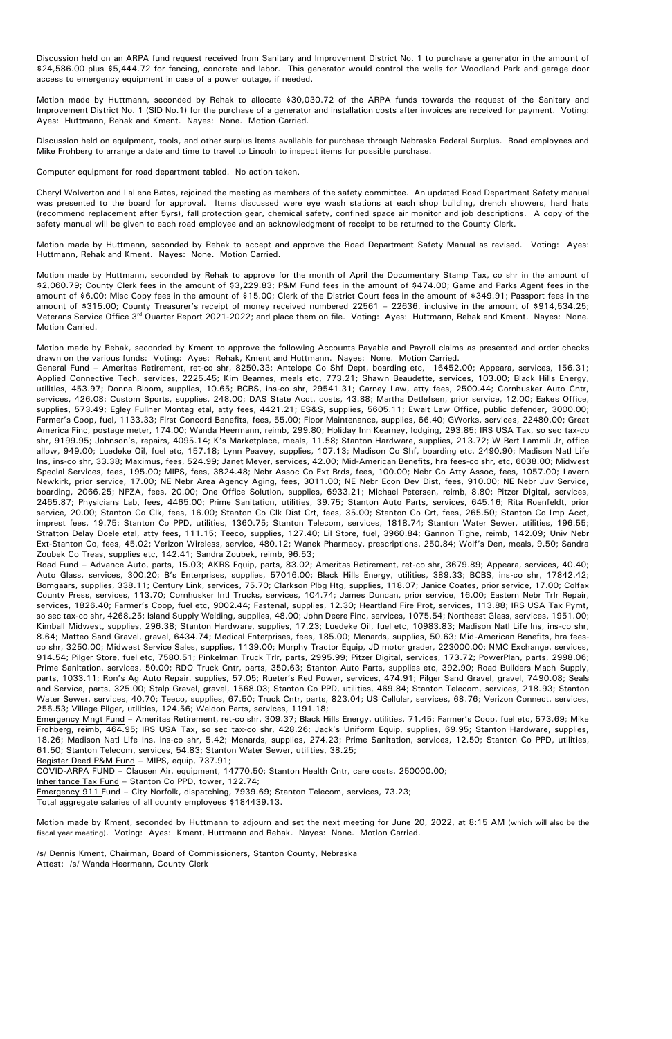Discussion held on an ARPA fund request received from Sanitary and Improvement District No. 1 to purchase a generator in the amount of $24,586.00 plus $5,444.72 for fencing, concrete and labor. This generator would control the wells for Woodland Park and garage door access to emergency equipment in case of a power outage, if needed.

Motion made by Huttmann, seconded by Rehak to allocate $30,030.72 of the ARPA funds towards the request of the Sanitary and Improvement District No. 1 (SID No.1) for the purchase of a generator and installation costs after invoices are received for payment. Voting: Ayes: Huttmann, Rehak and Kment. Nayes: None. Motion Carried.

Discussion held on equipment, tools, and other surplus items available for purchase through Nebraska Federal Surplus. Road employees and Mike Frohberg to arrange a date and time to travel to Lincoln to inspect items for possible purchase.

Computer equipment for road department tabled. No action taken.

Cheryl Wolverton and LaLene Bates, rejoined the meeting as members of the safety committee. An updated Road Department Safety manual was presented to the board for approval. Items discussed were eye wash stations at each shop building, drench showers, hard hats (recommend replacement after 5yrs), fall protection gear, chemical safety, confined space air monitor and job descriptions. A copy of the safety manual will be given to each road employee and an acknowledgment of receipt to be returned to the County Clerk.

Motion made by Huttmann, seconded by Rehak to accept and approve the Road Department Safety Manual as revised. Voting: Ayes: Huttmann, Rehak and Kment. Nayes: None. Motion Carried.

Motion made by Huttmann, seconded by Rehak to approve for the month of April the Documentary Stamp Tax, co shr in the amount of $2,060.79; County Clerk fees in the amount of $3,229.83; P&M Fund fees in the amount of $474.00; Game and Parks Agent fees in the amount of $6.00; Misc Copy fees in the amount of $15.00; Clerk of the District Court fees in the amount of $349.91; Passport fees in the amount of $315.00; County Treasurer's receipt of money received numbered 22561 – 22636, inclusive in the amount of $914,534.25; Veterans Service Office 3rd Quarter Report 2021-2022; and place them on file. Voting: Ayes: Huttmann, Rehak and Kment. Nayes: None. Motion Carried.

Motion made by Rehak, seconded by Kment to approve the following Accounts Payable and Payroll claims as presented and order checks drawn on the various funds: Voting: Ayes: Rehak, Kment and Huttmann. Nayes: None. Motion Carried.

General Fund – Ameritas Retirement, ret-co shr, 8250.33; Antelope Co Shf Dept, boarding etc, 16452.00; Appeara, services, 156.31; Applied Connective Tech, services, 2225.45; Kim Bearnes, meals etc, 773.21; Shawn Beaudette, services, 103.00; Black Hills Energy, utilities, 453.97; Donna Bloom, supplies, 10.65; BCBS, ins-co shr, 29541.31; Carney Law, atty fees, 2500.44; Cornhusker Auto Cntr, services, 426.08; Custom Sports, supplies, 248.00; DAS State Acct, costs, 43.88; Martha Detlefsen, prior service, 12.00; Eakes Office, supplies, 573.49; Egley Fullner Montag etal, atty fees, 4421.21; ES&S, supplies, 5605.11; Ewalt Law Office, public defender, 3000.00; Farmer's Coop, fuel, 1133.33; First Concord Benefits, fees, 55.00; Floor Maintenance, supplies, 66.40; GWorks, services, 22480.00; Great America Finc, postage meter, 174.00; Wanda Heermann, reimb, 299.80; Holiday Inn Kearney, lodging, 293.85; IRS USA Tax, so sec tax-co shr, 9199.95; Johnson's, repairs, 4095.14; K's Marketplace, meals, 11.58; Stanton Hardware, supplies, 213.72; W Bert Lammli Jr, office allow, 949.00; Luedeke Oil, fuel etc, 157.18; Lynn Peavey, supplies, 107.13; Madison Co Shf, boarding etc, 2490.90; Madison Natl Life Ins, ins-co shr, 33.38; Maximus, fees, 524.99; Janet Meyer, services, 42.00; Mid-American Benefits, hra fees-co shr etc, 6038.00; Midwest Special Services, fees, 195.00; MIPS, fees, 3824.48; Nebr Assoc Co Ext Brds, fees, 100.00; Nebr Co Atty Assoc, fees, 1057.00; Lavern Newkirk, prior service, 17.00; NE Nebr Area Agency Aging, fees, 3011.00; NE Nebr Econ Dev Dist, fees, 910.00; NE Nebr Juv Service, boarding, 2066.25; NPZA, fees, 20.00; One Office Solution, supplies, 6933.21; Michael Petersen, reimb, 8.80; Pitzer Digital, services, 2465.87; Physicians Lab, fees, 4465.00; Prime Sanitation, utilities, 39.75; Stanton Auto Parts, services, 645.16; Rita Roenfeldt, prior service, 20.00; Stanton Co Clk, fees, 16.00; Stanton Co Clk Dist Crt, fees, 35.00; Stanton Co Crt, fees, 265.50; Stanton Co Imp Acct, imprest fees, 19.75; Stanton Co PPD, utilities, 1360.75; Stanton Telecom, services, 1818.74; Stanton Water Sewer, utilities, 196.55; Stratton Delay Doele etal, atty fees, 111.15; Teeco, supplies, 127.40; Lil Store, fuel, 3960.84; Gannon Tighe, reimb, 142.09; Univ Nebr Ext-Stanton Co, fees, 45.02; Verizon Wireless, service, 480.12; Wanek Pharmacy, prescriptions, 250.84; Wolf's Den, meals, 9.50; Sandra Zoubek Co Treas, supplies etc, 142.41; Sandra Zoubek, reimb, 96.53;

Road Fund – Advance Auto, parts, 15.03; AKRS Equip, parts, 83.02; Ameritas Retirement, ret-co shr, 3679.89; Appeara, services, 40.40; Auto Glass, services, 300.20; B's Enterprises, supplies, 57016.00; Black Hills Energy, utilities, 389.33; BCBS, ins-co shr, 17842.42; Bomgaars, supplies, 338.11; Century Link, services, 75.70; Clarkson Plbg Htg, supplies, 118.07; Janice Coates, prior service, 17.00; Colfax County Press, services, 113.70; Cornhusker Intl Trucks, services, 104.74; James Duncan, prior service, 16.00; Eastern Nebr Trlr Repair, services, 1826.40; Farmer's Coop, fuel etc, 9002.44; Fastenal, supplies, 12.30; Heartland Fire Prot, services, 113.88; IRS USA Tax Pymt, so sec tax-co shr, 4268.25; Island Supply Welding, supplies, 48.00; John Deere Finc, services, 1075.54; Northeast Glass, services, 1951.00; Kimball Midwest, supplies, 296.38; Stanton Hardware, supplies, 17.23; Luedeke Oil, fuel etc, 10983.83; Madison Natl Life Ins, ins-co shr, 8.64; Matteo Sand Gravel, gravel, 6434.74; Medical Enterprises, fees, 185.00; Menards, supplies, 50.63; Mid-American Benefits, hra fees-co shr, 3250.00; Midwest Service Sales, supplies, 1139.00; Murphy Tractor Equip, JD motor grader, 223000.00; NMC Exchange, services, 914.54; Pilger Store, fuel etc, 7580.51; Pinkelman Truck Trlr, parts, 2995.99; Pitzer Digital, services, 173.72; PowerPlan, parts, 2998.06; Prime Sanitation, services, 50.00; RDO Truck Cntr, parts, 350.63; Stanton Auto Parts, supplies etc, 392.90; Road Builders Mach Supply, parts, 1033.11; Ron's Ag Auto Repair, supplies, 57.05; Rueter's Red Power, services, 474.91; Pilger Sand Gravel, gravel, 7490.08; Seals and Service, parts, 325.00; Stalp Gravel, gravel, 1568.03; Stanton Co PPD, utilities, 469.84; Stanton Telecom, services, 218.93; Stanton Water Sewer, services, 40.70; Teeco, supplies, 67.50; Truck Cntr, parts, 823.04; US Cellular, services, 68.76; Verizon Connect, services, 256.53; Village Pilger, utilities, 124.56; Weldon Parts, services, 1191.18;

Emergency Mngt Fund – Ameritas Retirement, ret-co shr, 309.37; Black Hills Energy, utilities, 71.45; Farmer's Coop, fuel etc, 573.69; Mike Frohberg, reimb, 464.95; IRS USA Tax, so sec tax-co shr, 428.26; Jack's Uniform Equip, supplies, 69.95; Stanton Hardware, supplies, 18.26; Madison Natl Life Ins, ins-co shr, 5.42; Menards, supplies, 274.23; Prime Sanitation, services, 12.50; Stanton Co PPD, utilities, 61.50; Stanton Telecom, services, 54.83; Stanton Water Sewer, utilities, 38.25;

Register Deed P&M Fund – MIPS, equip, 737.91;

COVID-ARPA FUND – Clausen Air, equipment, 14770.50; Stanton Health Cntr, care costs, 250000.00;

Inheritance Tax Fund – Stanton Co PPD, tower, 122.74;

Emergency 911 Fund – City Norfolk, dispatching, 7939.69; Stanton Telecom, services, 73.23;

Total aggregate salaries of all county employees $184439.13.

Motion made by Kment, seconded by Huttmann to adjourn and set the next meeting for June 20, 2022, at 8:15 AM (which will also be the fiscal year meeting). Voting: Ayes: Kment, Huttmann and Rehak. Nayes: None. Motion Carried.

/s/ Dennis Kment, Chairman, Board of Commissioners, Stanton County, Nebraska
Attest: /s/ Wanda Heermann, County Clerk